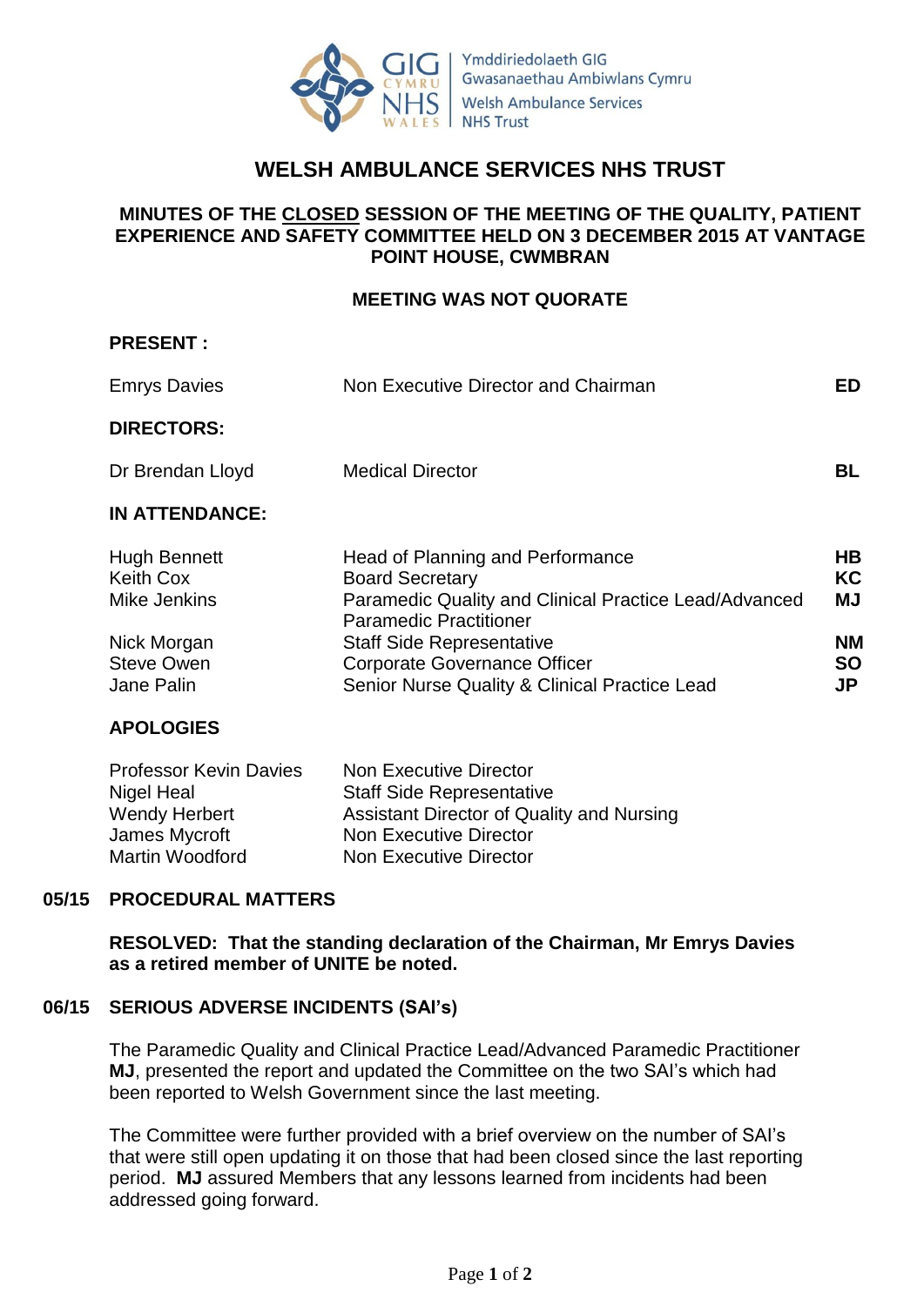Ymddiriedolaeth GIG Gwasanaethau Ambiwlans Cymru
Welsh Ambulance Services NHS Trust

# WELSH AMBULANCE SERVICES NHS TRUST

## MINUTES OF THE CLOSED SESSION OF THE MEETING OF THE QUALITY, PATIENT EXPERIENCE AND SAFETY COMMITTEE HELD ON 3 DECEMBER 2015 AT VANTAGE POINT HOUSE, CWMBRAN

**MEETING WAS NOT QUORATE**

**PRESENT :**

| | | |
|---|---|---|
| Emrys Davies | Non Executive Director and Chairman | **ED** |

**DIRECTORS:**

| | | |
|---|---|---|
| Dr Brendan Lloyd | Medical Director | **BL** |

**IN ATTENDANCE:**

| | | |
|---|---|---|
| Hugh Bennett | Head of Planning and Performance | **HB** |
| Keith Cox | Board Secretary | **KC** |
| Mike Jenkins | Paramedic Quality and Clinical Practice Lead/Advanced Paramedic Practitioner | **MJ** |
| Nick Morgan | Staff Side Representative | **NM** |
| Steve Owen | Corporate Governance Officer | **SO** |
| Jane Palin | Senior Nurse Quality & Clinical Practice Lead | **JP** |

**APOLOGIES**

| | |
|---|---|
| Professor Kevin Davies | Non Executive Director |
| Nigel Heal | Staff Side Representative |
| Wendy Herbert | Assistant Director of Quality and Nursing |
| James Mycroft | Non Executive Director |
| Martin Woodford | Non Executive Director |

### 05/15 PROCEDURAL MATTERS

**RESOLVED: That the standing declaration of the Chairman, Mr Emrys Davies as a retired member of UNITE be noted.**

### 06/15 SERIOUS ADVERSE INCIDENTS (SAI's)

The Paramedic Quality and Clinical Practice Lead/Advanced Paramedic Practitioner **MJ**, presented the report and updated the Committee on the two SAI's which had been reported to Welsh Government since the last meeting.

The Committee were further provided with a brief overview on the number of SAI's that were still open updating it on those that had been closed since the last reporting period. **MJ** assured Members that any lessons learned from incidents had been addressed going forward.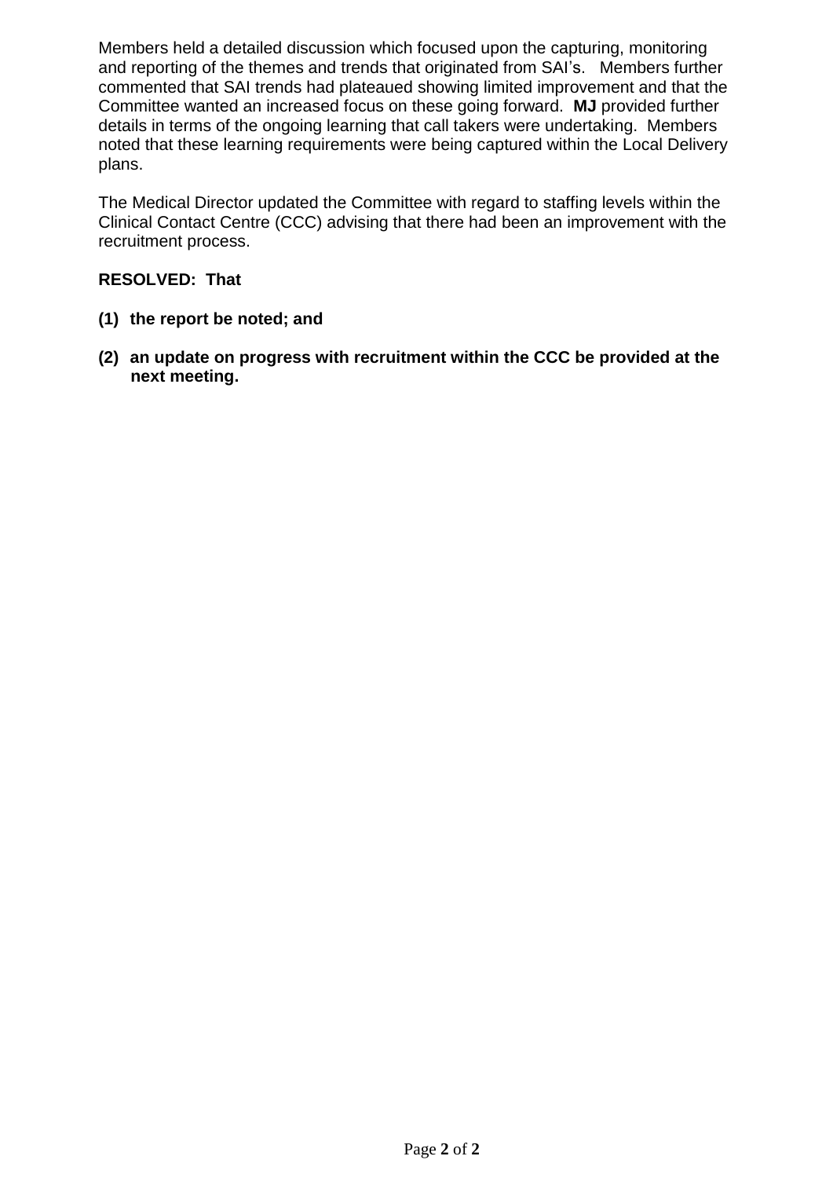Members held a detailed discussion which focused upon the capturing, monitoring and reporting of the themes and trends that originated from SAI's. Members further commented that SAI trends had plateaued showing limited improvement and that the Committee wanted an increased focus on these going forward. **MJ** provided further details in terms of the ongoing learning that call takers were undertaking. Members noted that these learning requirements were being captured within the Local Delivery plans.

The Medical Director updated the Committee with regard to staffing levels within the Clinical Contact Centre (CCC) advising that there had been an improvement with the recruitment process.

**RESOLVED: That**

**(1) the report be noted; and**

**(2) an update on progress with recruitment within the CCC be provided at the next meeting.**